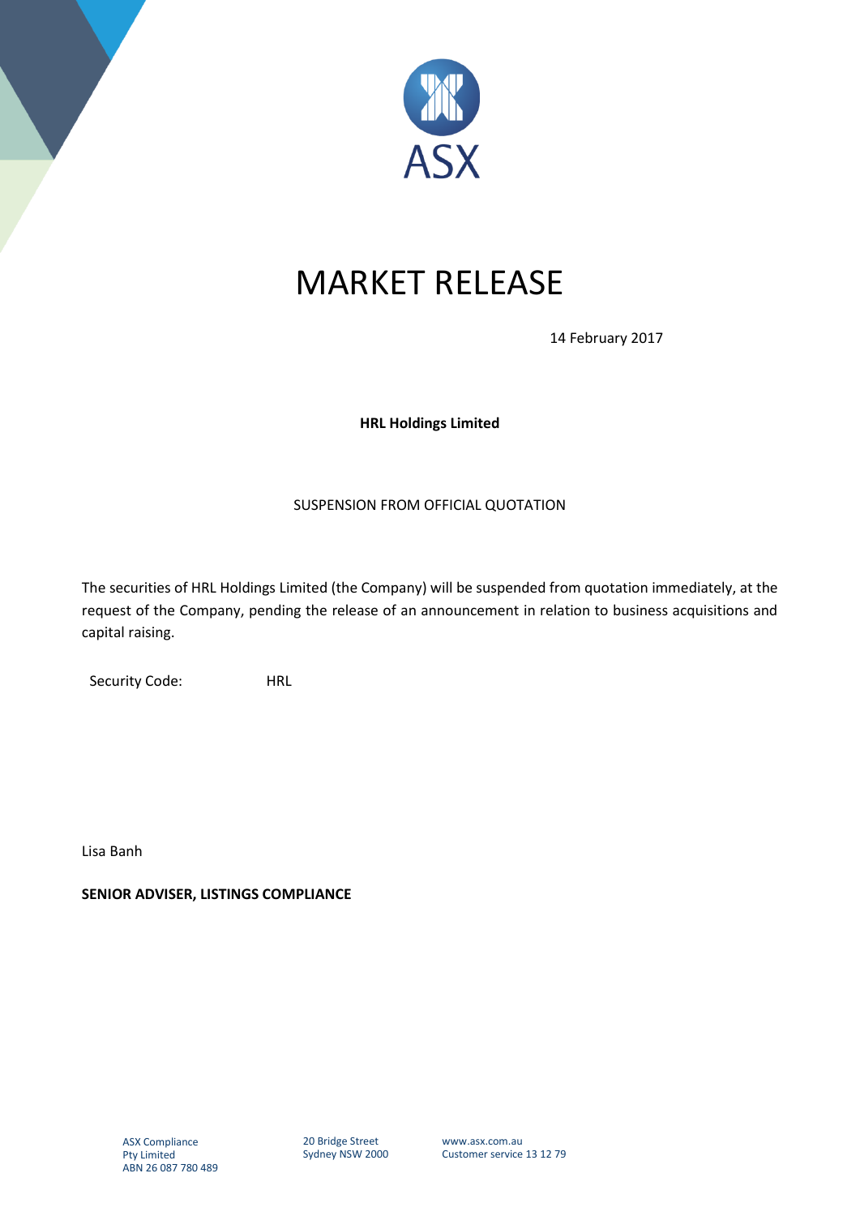# MARKET RELEASE

14 February 2017

**HRL Holdings Limited**

SUSPENSION FROM OFFICIAL QUOTATION

The securities of HRL Holdings Limited (the Company) will be suspended from quotation immediately, at the request of the Company, pending the release of an announcement in relation to business acquisitions and capital raising.

Security Code: HRL

Lisa Banh

**SENIOR ADVISER, LISTINGS COMPLIANCE**

ASX Compliance Pty Limited
ABN 26 087 780 489

20 Bridge Street
Sydney NSW 2000

www.asx.com.au
Customer service 13 12 79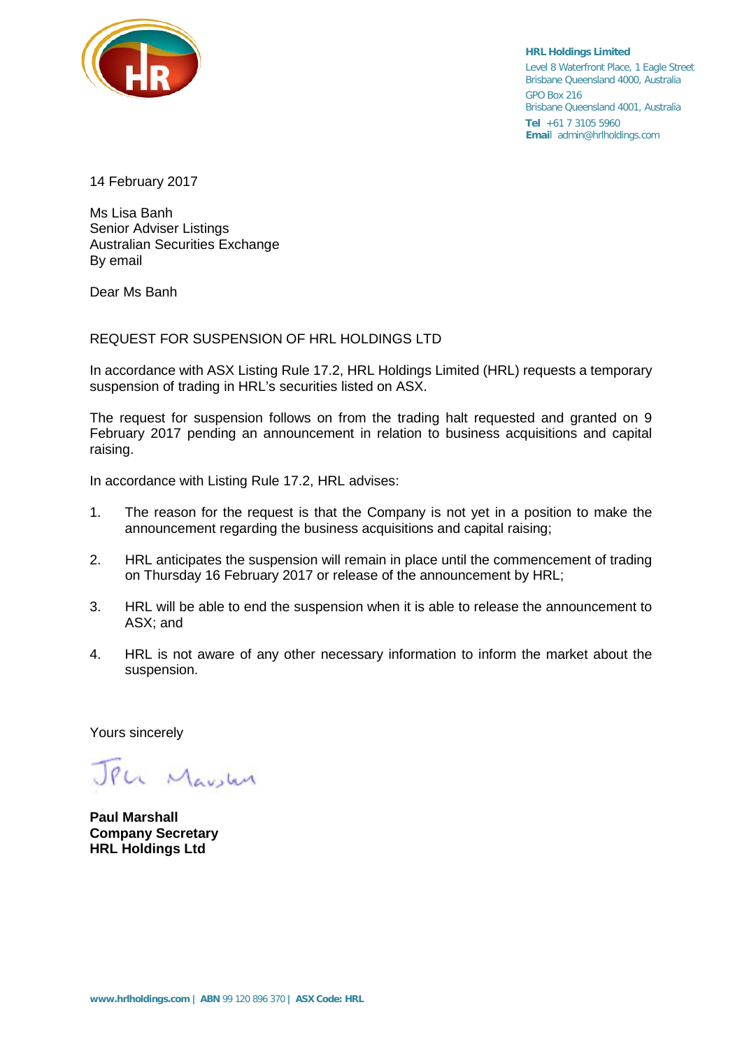**HRL Holdings Limited**
Level 8 Waterfront Place, 1 Eagle Street
Brisbane Queensland 4000, Australia
GPO Box 216
Brisbane Queensland 4001, Australia
**Tel** +61 7 3105 5960
**Email** admin@hrlholdings.com

14 February 2017

Ms Lisa Banh
Senior Adviser Listings
Australian Securities Exchange
By email

Dear Ms Banh

REQUEST FOR SUSPENSION OF HRL HOLDINGS LTD

In accordance with ASX Listing Rule 17.2, HRL Holdings Limited (HRL) requests a temporary suspension of trading in HRL's securities listed on ASX.

The request for suspension follows on from the trading halt requested and granted on 9 February 2017 pending an announcement in relation to business acquisitions and capital raising.

In accordance with Listing Rule 17.2, HRL advises:

1. The reason for the request is that the Company is not yet in a position to make the announcement regarding the business acquisitions and capital raising;

2. HRL anticipates the suspension will remain in place until the commencement of trading on Thursday 16 February 2017 or release of the announcement by HRL;

3. HRL will be able to end the suspension when it is able to release the announcement to ASX; and

4. HRL is not aware of any other necessary information to inform the market about the suspension.

Yours sincerely

**Paul Marshall**
**Company Secretary**
**HRL Holdings Ltd**

**www.hrlholdings.com** | **ABN** 99 120 896 370 | **ASX Code: HRL**